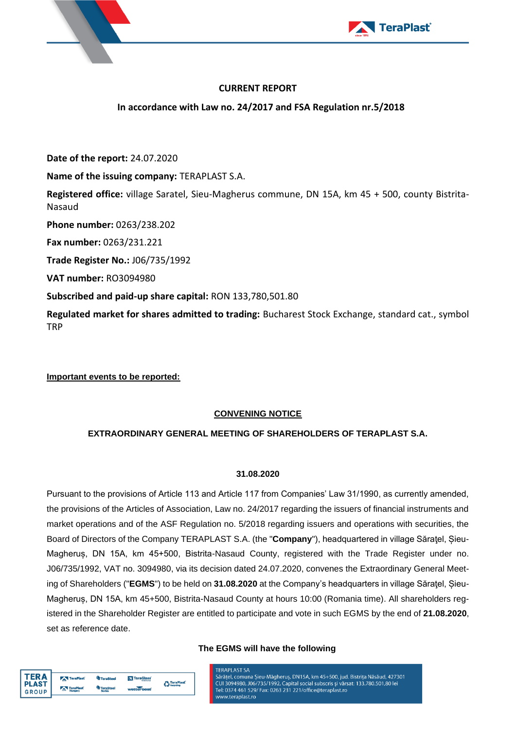**CURRENT REPORT**

**In accordance with Law no. 24/2017 and FSA Regulation nr.5/2018**

**Date of the report:** 24.07.2020

**Name of the issuing company:** TERAPLAST S.A.

**Registered office:** village Saratel, Sieu-Magherus commune, DN 15A, km 45 + 500, county Bistrita-Nasaud

**Phone number:** 0263/238.202

**Fax number:** 0263/231.221

**Trade Register No.:** J06/735/1992

**VAT number:** RO3094980

**Subscribed and paid-up share capital:** RON 133,780,501.80

**Regulated market for shares admitted to trading:** Bucharest Stock Exchange, standard cat., symbol TRP

**Important events to be reported:**

## CONVENING NOTICE

## EXTRAORDINARY GENERAL MEETING OF SHAREHOLDERS OF TERAPLAST S.A.

**31.08.2020**

Pursuant to the provisions of Article 113 and Article 117 from Companies' Law 31/1990, as currently amended, the provisions of the Articles of Association, Law no. 24/2017 regarding the issuers of financial instruments and market operations and of the ASF Regulation no. 5/2018 regarding issuers and operations with securities, the Board of Directors of the Company TERAPLAST S.A. (the "**Company**"), headquartered in village Sărăţel, Șieu-Magheruș, DN 15A, km 45+500, Bistrita-Nasaud County, registered with the Trade Register under no. J06/735/1992, VAT no. 3094980, via its decision dated 24.07.2020, convenes the Extraordinary General Meeting of Shareholders ("**EGMS**") to be held on **31.08.2020** at the Company's headquarters in village Sărăţel, Șieu-Magheruș, DN 15A, km 45+500, Bistrita-Nasaud County at hours 10:00 (Romania time). All shareholders registered in the Shareholder Register are entitled to participate and vote in such EGMS by the end of **21.08.2020**, set as reference date.

**The EGMS will have the following**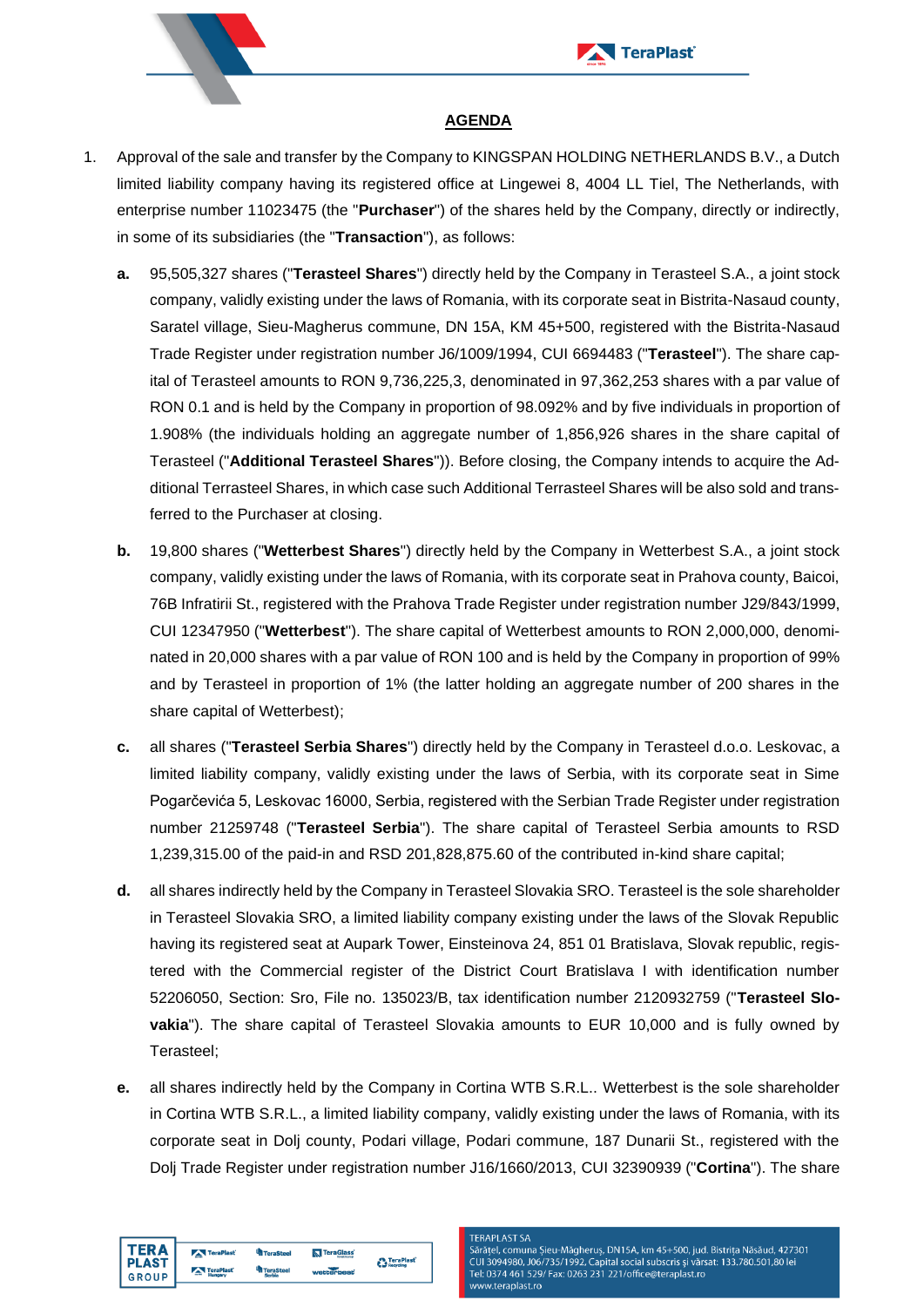## AGENDA

1. Approval of the sale and transfer by the Company to KINGSPAN HOLDING NETHERLANDS B.V., a Dutch limited liability company having its registered office at Lingewei 8, 4004 LL Tiel, The Netherlands, with enterprise number 11023475 (the "**Purchaser**") of the shares held by the Company, directly or indirectly, in some of its subsidiaries (the "**Transaction**"), as follows:

   **a.** 95,505,327 shares ("**Terasteel Shares**") directly held by the Company in Terasteel S.A., a joint stock company, validly existing under the laws of Romania, with its corporate seat in Bistrita-Nasaud county, Saratel village, Sieu-Magherus commune, DN 15A, KM 45+500, registered with the Bistrita-Nasaud Trade Register under registration number J6/1009/1994, CUI 6694483 ("**Terasteel**"). The share capital of Terasteel amounts to RON 9,736,225,3, denominated in 97,362,253 shares with a par value of RON 0.1 and is held by the Company in proportion of 98.092% and by five individuals in proportion of 1.908% (the individuals holding an aggregate number of 1,856,926 shares in the share capital of Terasteel ("**Additional Terasteel Shares**")). Before closing, the Company intends to acquire the Additional Terrasteel Shares, in which case such Additional Terrasteel Shares will be also sold and transferred to the Purchaser at closing.

   **b.** 19,800 shares ("**Wetterbest Shares**") directly held by the Company in Wetterbest S.A., a joint stock company, validly existing under the laws of Romania, with its corporate seat in Prahova county, Baicoi, 76B Infratirii St., registered with the Prahova Trade Register under registration number J29/843/1999, CUI 12347950 ("**Wetterbest**"). The share capital of Wetterbest amounts to RON 2,000,000, denominated in 20,000 shares with a par value of RON 100 and is held by the Company in proportion of 99% and by Terasteel in proportion of 1% (the latter holding an aggregate number of 200 shares in the share capital of Wetterbest);

   **c.** all shares ("**Terasteel Serbia Shares**") directly held by the Company in Terasteel d.o.o. Leskovac, a limited liability company, validly existing under the laws of Serbia, with its corporate seat in Sime Pogarčevića 5, Leskovac 16000, Serbia, registered with the Serbian Trade Register under registration number 21259748 ("**Terasteel Serbia**"). The share capital of Terasteel Serbia amounts to RSD 1,239,315.00 of the paid-in and RSD 201,828,875.60 of the contributed in-kind share capital;

   **d.** all shares indirectly held by the Company in Terasteel Slovakia SRO. Terasteel is the sole shareholder in Terasteel Slovakia SRO, a limited liability company existing under the laws of the Slovak Republic having its registered seat at Aupark Tower, Einsteinova 24, 851 01 Bratislava, Slovak republic, registered with the Commercial register of the District Court Bratislava I with identification number 52206050, Section: Sro, File no. 135023/B, tax identification number 2120932759 ("**Terasteel Slovakia**"). The share capital of Terasteel Slovakia amounts to EUR 10,000 and is fully owned by Terasteel;

   **e.** all shares indirectly held by the Company in Cortina WTB S.R.L.. Wetterbest is the sole shareholder in Cortina WTB S.R.L., a limited liability company, validly existing under the laws of Romania, with its corporate seat in Dolj county, Podari village, Podari commune, 187 Dunarii St., registered with the Dolj Trade Register under registration number J16/1660/2013, CUI 32390939 ("**Cortina**"). The share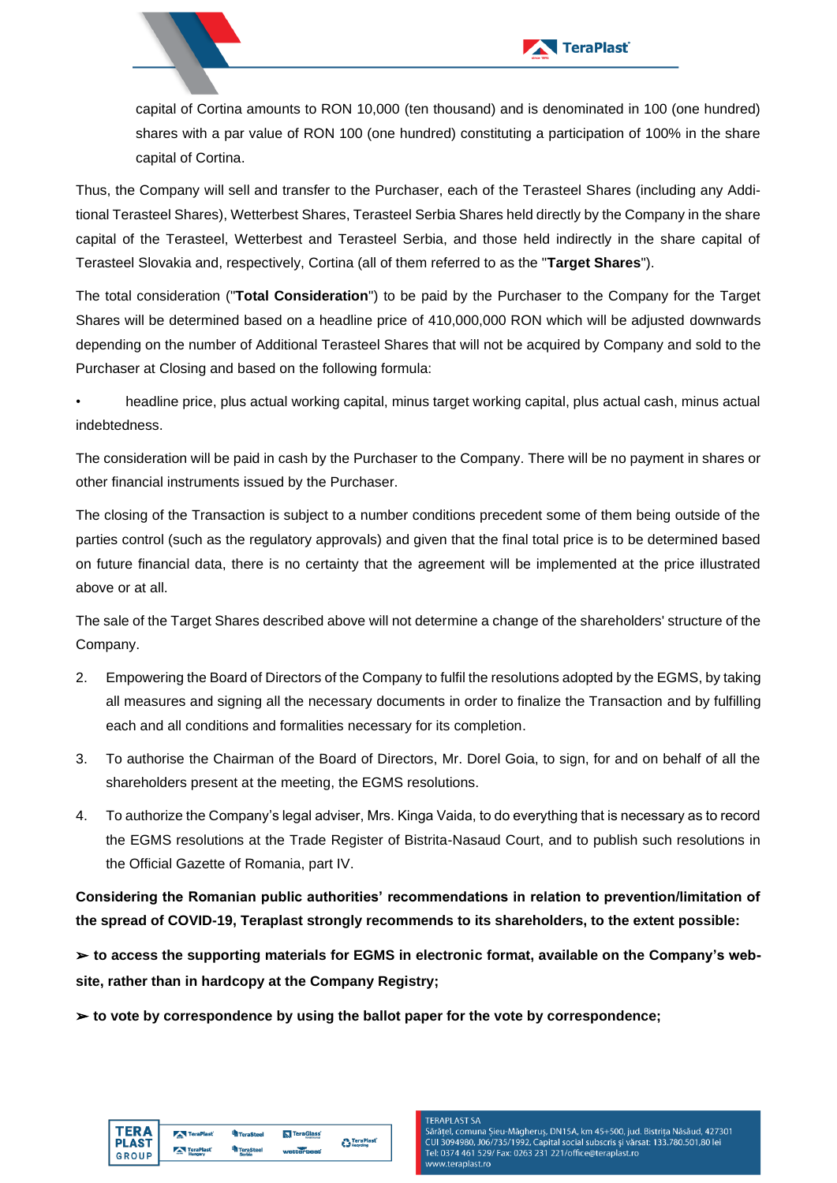capital of Cortina amounts to RON 10,000 (ten thousand) and is denominated in 100 (one hundred) shares with a par value of RON 100 (one hundred) constituting a participation of 100% in the share capital of Cortina.

Thus, the Company will sell and transfer to the Purchaser, each of the Terasteel Shares (including any Additional Terasteel Shares), Wetterbest Shares, Terasteel Serbia Shares held directly by the Company in the share capital of the Terasteel, Wetterbest and Terasteel Serbia, and those held indirectly in the share capital of Terasteel Slovakia and, respectively, Cortina (all of them referred to as the "**Target Shares**").

The total consideration ("**Total Consideration**") to be paid by the Purchaser to the Company for the Target Shares will be determined based on a headline price of 410,000,000 RON which will be adjusted downwards depending on the number of Additional Terasteel Shares that will not be acquired by Company and sold to the Purchaser at Closing and based on the following formula:

- headline price, plus actual working capital, minus target working capital, plus actual cash, minus actual indebtedness.

The consideration will be paid in cash by the Purchaser to the Company. There will be no payment in shares or other financial instruments issued by the Purchaser.

The closing of the Transaction is subject to a number conditions precedent some of them being outside of the parties control (such as the regulatory approvals) and given that the final total price is to be determined based on future financial data, there is no certainty that the agreement will be implemented at the price illustrated above or at all.

The sale of the Target Shares described above will not determine a change of the shareholders' structure of the Company.

2. Empowering the Board of Directors of the Company to fulfil the resolutions adopted by the EGMS, by taking all measures and signing all the necessary documents in order to finalize the Transaction and by fulfilling each and all conditions and formalities necessary for its completion.

3. To authorise the Chairman of the Board of Directors, Mr. Dorel Goia, to sign, for and on behalf of all the shareholders present at the meeting, the EGMS resolutions.

4. To authorize the Company's legal adviser, Mrs. Kinga Vaida, to do everything that is necessary as to record the EGMS resolutions at the Trade Register of Bistrita-Nasaud Court, and to publish such resolutions in the Official Gazette of Romania, part IV.

**Considering the Romanian public authorities' recommendations in relation to prevention/limitation of the spread of COVID-19, Teraplast strongly recommends to its shareholders, to the extent possible:**

**➢ to access the supporting materials for EGMS in electronic format, available on the Company's website, rather than in hardcopy at the Company Registry;**

**➢ to vote by correspondence by using the ballot paper for the vote by correspondence;**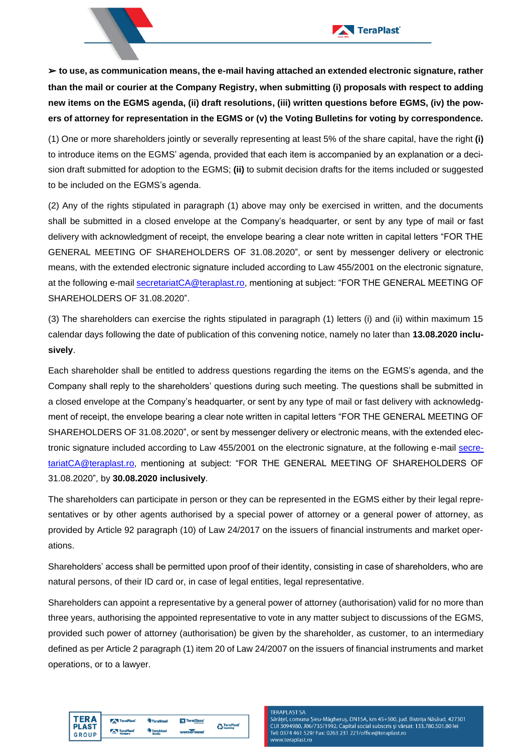**➢ to use, as communication means, the e-mail having attached an extended electronic signature, rather than the mail or courier at the Company Registry, when submitting (i) proposals with respect to adding new items on the EGMS agenda, (ii) draft resolutions, (iii) written questions before EGMS, (iv) the powers of attorney for representation in the EGMS or (v) the Voting Bulletins for voting by correspondence.**

(1) One or more shareholders jointly or severally representing at least 5% of the share capital, have the right **(i)** to introduce items on the EGMS' agenda, provided that each item is accompanied by an explanation or a decision draft submitted for adoption to the EGMS; **(ii)** to submit decision drafts for the items included or suggested to be included on the EGMS's agenda.

(2) Any of the rights stipulated in paragraph (1) above may only be exercised in written, and the documents shall be submitted in a closed envelope at the Company's headquarter, or sent by any type of mail or fast delivery with acknowledgment of receipt, the envelope bearing a clear note written in capital letters "FOR THE GENERAL MEETING OF SHAREHOLDERS OF 31.08.2020", or sent by messenger delivery or electronic means, with the extended electronic signature included according to Law 455/2001 on the electronic signature, at the following e-mail secretariatCA@teraplast.ro, mentioning at subject: "FOR THE GENERAL MEETING OF SHAREHOLDERS OF 31.08.2020".

(3) The shareholders can exercise the rights stipulated in paragraph (1) letters (i) and (ii) within maximum 15 calendar days following the date of publication of this convening notice, namely no later than **13.08.2020 inclusively**.

Each shareholder shall be entitled to address questions regarding the items on the EGMS's agenda, and the Company shall reply to the shareholders' questions during such meeting. The questions shall be submitted in a closed envelope at the Company's headquarter, or sent by any type of mail or fast delivery with acknowledgment of receipt, the envelope bearing a clear note written in capital letters "FOR THE GENERAL MEETING OF SHAREHOLDERS OF 31.08.2020", or sent by messenger delivery or electronic means, with the extended electronic signature included according to Law 455/2001 on the electronic signature, at the following e-mail secretariatCA@teraplast.ro, mentioning at subject: "FOR THE GENERAL MEETING OF SHAREHOLDERS OF 31.08.2020", by **30.08.2020 inclusively**.

The shareholders can participate in person or they can be represented in the EGMS either by their legal representatives or by other agents authorised by a special power of attorney or a general power of attorney, as provided by Article 92 paragraph (10) of Law 24/2017 on the issuers of financial instruments and market operations.

Shareholders' access shall be permitted upon proof of their identity, consisting in case of shareholders, who are natural persons, of their ID card or, in case of legal entities, legal representative.

Shareholders can appoint a representative by a general power of attorney (authorisation) valid for no more than three years, authorising the appointed representative to vote in any matter subject to discussions of the EGMS, provided such power of attorney (authorisation) be given by the shareholder, as customer, to an intermediary defined as per Article 2 paragraph (1) item 20 of Law 24/2007 on the issuers of financial instruments and market operations, or to a lawyer.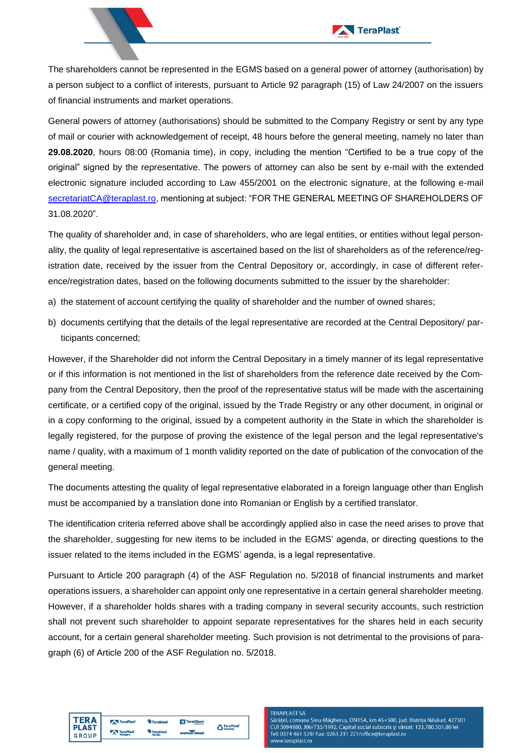The shareholders cannot be represented in the EGMS based on a general power of attorney (authorisation) by a person subject to a conflict of interests, pursuant to Article 92 paragraph (15) of Law 24/2007 on the issuers of financial instruments and market operations.

General powers of attorney (authorisations) should be submitted to the Company Registry or sent by any type of mail or courier with acknowledgement of receipt, 48 hours before the general meeting, namely no later than **29.08.2020**, hours 08:00 (Romania time), in copy, including the mention "Certified to be a true copy of the original" signed by the representative. The powers of attorney can also be sent by e-mail with the extended electronic signature included according to Law 455/2001 on the electronic signature, at the following e-mail secretariatCA@teraplast.ro, mentioning at subject: "FOR THE GENERAL MEETING OF SHAREHOLDERS OF 31.08.2020".

The quality of shareholder and, in case of shareholders, who are legal entities, or entities without legal personality, the quality of legal representative is ascertained based on the list of shareholders as of the reference/registration date, received by the issuer from the Central Depository or, accordingly, in case of different reference/registration dates, based on the following documents submitted to the issuer by the shareholder:

a) the statement of account certifying the quality of shareholder and the number of owned shares;
b) documents certifying that the details of the legal representative are recorded at the Central Depository/ participants concerned;

However, if the Shareholder did not inform the Central Depositary in a timely manner of its legal representative or if this information is not mentioned in the list of shareholders from the reference date received by the Company from the Central Depository, then the proof of the representative status will be made with the ascertaining certificate, or a certified copy of the original, issued by the Trade Registry or any other document, in original or in a copy conforming to the original, issued by a competent authority in the State in which the shareholder is legally registered, for the purpose of proving the existence of the legal person and the legal representative's name / quality, with a maximum of 1 month validity reported on the date of publication of the convocation of the general meeting.

The documents attesting the quality of legal representative elaborated in a foreign language other than English must be accompanied by a translation done into Romanian or English by a certified translator.

The identification criteria referred above shall be accordingly applied also in case the need arises to prove that the shareholder, suggesting for new items to be included in the EGMS' agenda, or directing questions to the issuer related to the items included in the EGMS' agenda, is a legal representative.

Pursuant to Article 200 paragraph (4) of the ASF Regulation no. 5/2018 of financial instruments and market operations issuers, a shareholder can appoint only one representative in a certain general shareholder meeting. However, if a shareholder holds shares with a trading company in several security accounts, such restriction shall not prevent such shareholder to appoint separate representatives for the shares held in each security account, for a certain general shareholder meeting. Such provision is not detrimental to the provisions of paragraph (6) of Article 200 of the ASF Regulation no. 5/2018.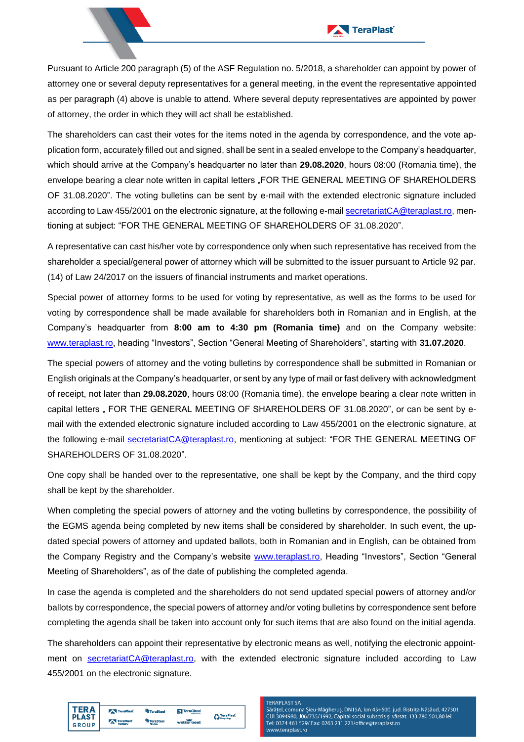Pursuant to Article 200 paragraph (5) of the ASF Regulation no. 5/2018, a shareholder can appoint by power of attorney one or several deputy representatives for a general meeting, in the event the representative appointed as per paragraph (4) above is unable to attend. Where several deputy representatives are appointed by power of attorney, the order in which they will act shall be established.

The shareholders can cast their votes for the items noted in the agenda by correspondence, and the vote application form, accurately filled out and signed, shall be sent in a sealed envelope to the Company's headquarter, which should arrive at the Company's headquarter no later than **29.08.2020**, hours 08:00 (Romania time), the envelope bearing a clear note written in capital letters „FOR THE GENERAL MEETING OF SHAREHOLDERS OF 31.08.2020". The voting bulletins can be sent by e-mail with the extended electronic signature included according to Law 455/2001 on the electronic signature, at the following e-mail secretariatCA@teraplast.ro, mentioning at subject: "FOR THE GENERAL MEETING OF SHAREHOLDERS OF 31.08.2020".

A representative can cast his/her vote by correspondence only when such representative has received from the shareholder a special/general power of attorney which will be submitted to the issuer pursuant to Article 92 par. (14) of Law 24/2017 on the issuers of financial instruments and market operations.

Special power of attorney forms to be used for voting by representative, as well as the forms to be used for voting by correspondence shall be made available for shareholders both in Romanian and in English, at the Company's headquarter from **8:00 am to 4:30 pm (Romania time)** and on the Company website: www.teraplast.ro, heading "Investors", Section "General Meeting of Shareholders", starting with **31.07.2020**.

The special powers of attorney and the voting bulletins by correspondence shall be submitted in Romanian or English originals at the Company's headquarter, or sent by any type of mail or fast delivery with acknowledgment of receipt, not later than **29.08.2020**, hours 08:00 (Romania time), the envelope bearing a clear note written in capital letters „ FOR THE GENERAL MEETING OF SHAREHOLDERS OF 31.08.2020", or can be sent by e-mail with the extended electronic signature included according to Law 455/2001 on the electronic signature, at the following e-mail secretariatCA@teraplast.ro, mentioning at subject: "FOR THE GENERAL MEETING OF SHAREHOLDERS OF 31.08.2020".

One copy shall be handed over to the representative, one shall be kept by the Company, and the third copy shall be kept by the shareholder.

When completing the special powers of attorney and the voting bulletins by correspondence, the possibility of the EGMS agenda being completed by new items shall be considered by shareholder. In such event, the updated special powers of attorney and updated ballots, both in Romanian and in English, can be obtained from the Company Registry and the Company's website www.teraplast.ro, Heading "Investors", Section "General Meeting of Shareholders", as of the date of publishing the completed agenda.

In case the agenda is completed and the shareholders do not send updated special powers of attorney and/or ballots by correspondence, the special powers of attorney and/or voting bulletins by correspondence sent before completing the agenda shall be taken into account only for such items that are also found on the initial agenda.

The shareholders can appoint their representative by electronic means as well, notifying the electronic appointment on secretariatCA@teraplast.ro, with the extended electronic signature included according to Law 455/2001 on the electronic signature.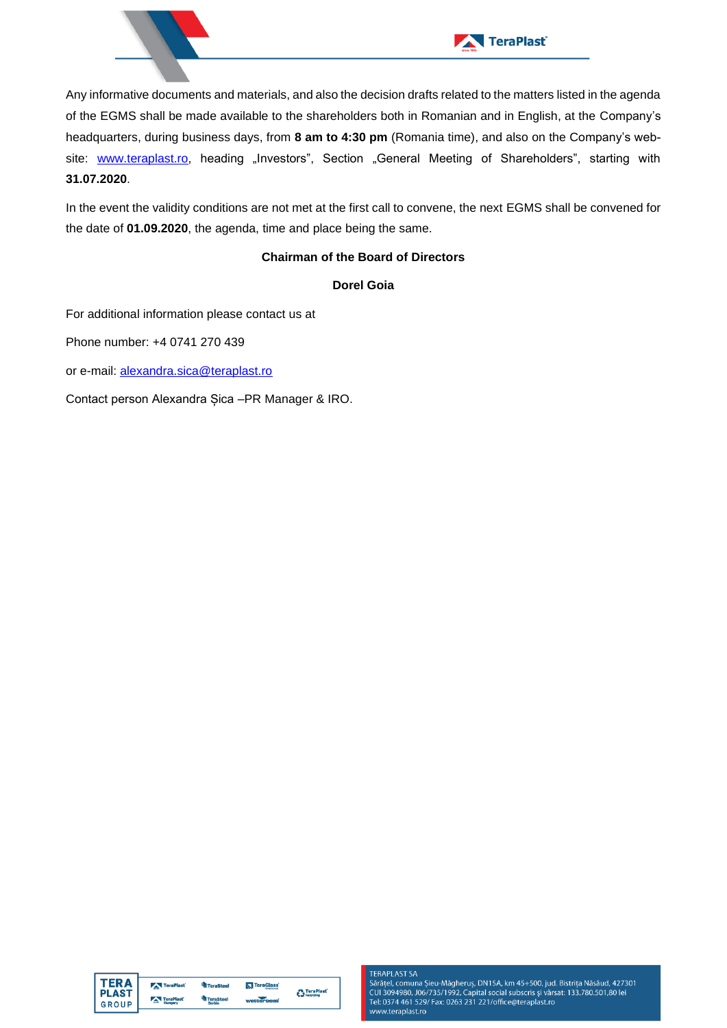Any informative documents and materials, and also the decision drafts related to the matters listed in the agenda of the EGMS shall be made available to the shareholders both in Romanian and in English, at the Company's headquarters, during business days, from **8 am to 4:30 pm** (Romania time), and also on the Company's web-site: www.teraplast.ro, heading „Investors", Section „General Meeting of Shareholders", starting with **31.07.2020**.

In the event the validity conditions are not met at the first call to convene, the next EGMS shall be convened for the date of **01.09.2020**, the agenda, time and place being the same.

**Chairman of the Board of Directors**

**Dorel Goia**

For additional information please contact us at

Phone number: +4 0741 270 439

or e-mail: alexandra.sica@teraplast.ro

Contact person Alexandra Șica –PR Manager & IRO.